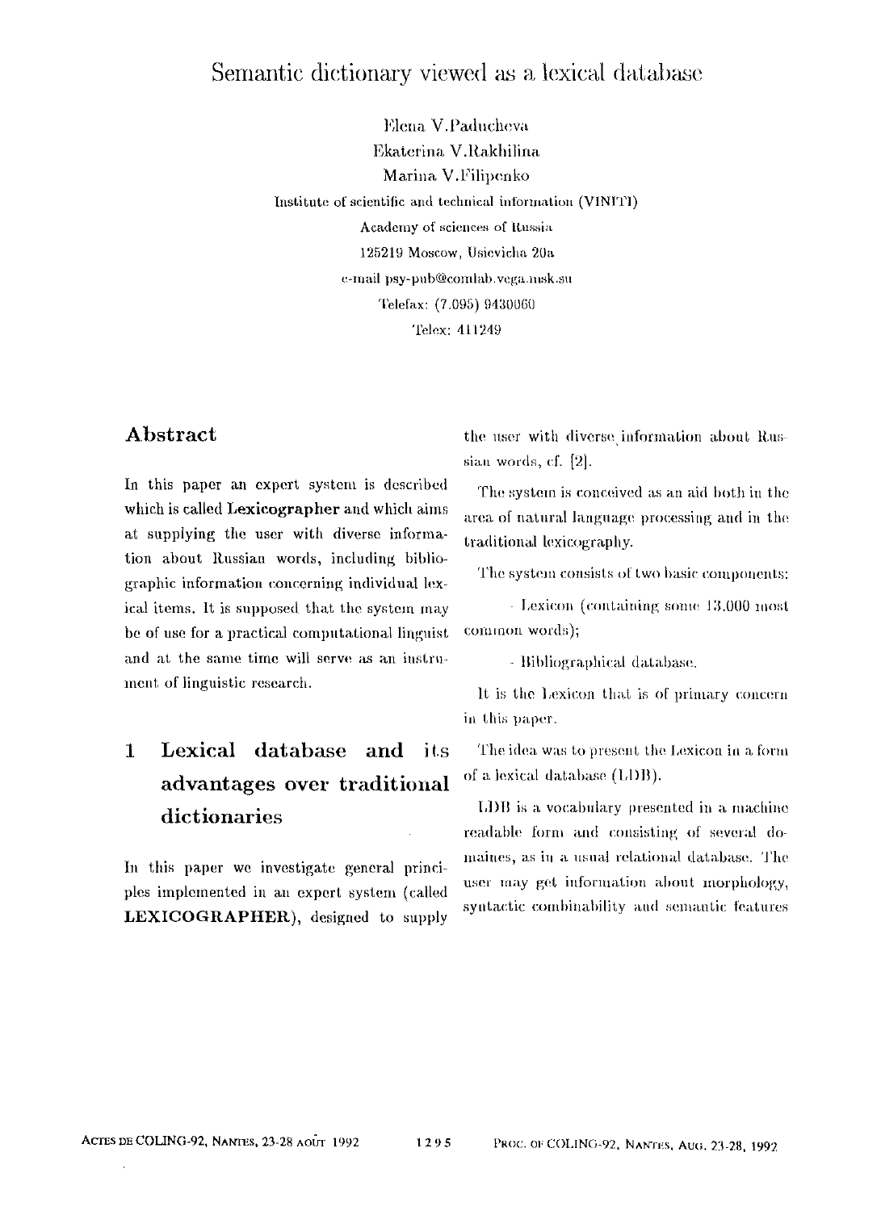# Semantic dictionary viewed as a lexical database

Elena V.Paducheva
Ekaterina V.Rakhilina
Marina V.Filipenko

Institute of scientific and technical information (VINITI)
Academy of sciences of Russia
125219 Moscow, Usievicha 20a
e-mail psy-pub@comlab.vega.msk.su
Telefax: (7.095) 9430060
Telex: 411249

## Abstract

In this paper an expert system is described which is called **Lexicographer** and which aims at supplying the user with diverse information about Russian words, including bibliographic information concerning individual lexical items. It is supposed that the system may be of use for a practical computational linguist and at the same time will serve as an instrument of linguistic research.

## 1 Lexical database and its advantages over traditional dictionaries

In this paper we investigate general principles implemented in an expert system (called **LEXICOGRAPHER**), designed to supply the user with diverse information about Russian words, cf. [2].

The system is conceived as an aid both in the area of natural language processing and in the traditional lexicography.

The system consists of two basic components:

- Lexicon (containing some 13.000 most common words);
- Bibliographical database.

It is the Lexicon that is of primary concern in this paper.

The idea was to present the Lexicon in a form of a lexical database (LDB).

LDB is a vocabulary presented in a machine readable form and consisting of several domaines, as in a usual relational database. The user may get information about morphology, syntactic combinability and semantic features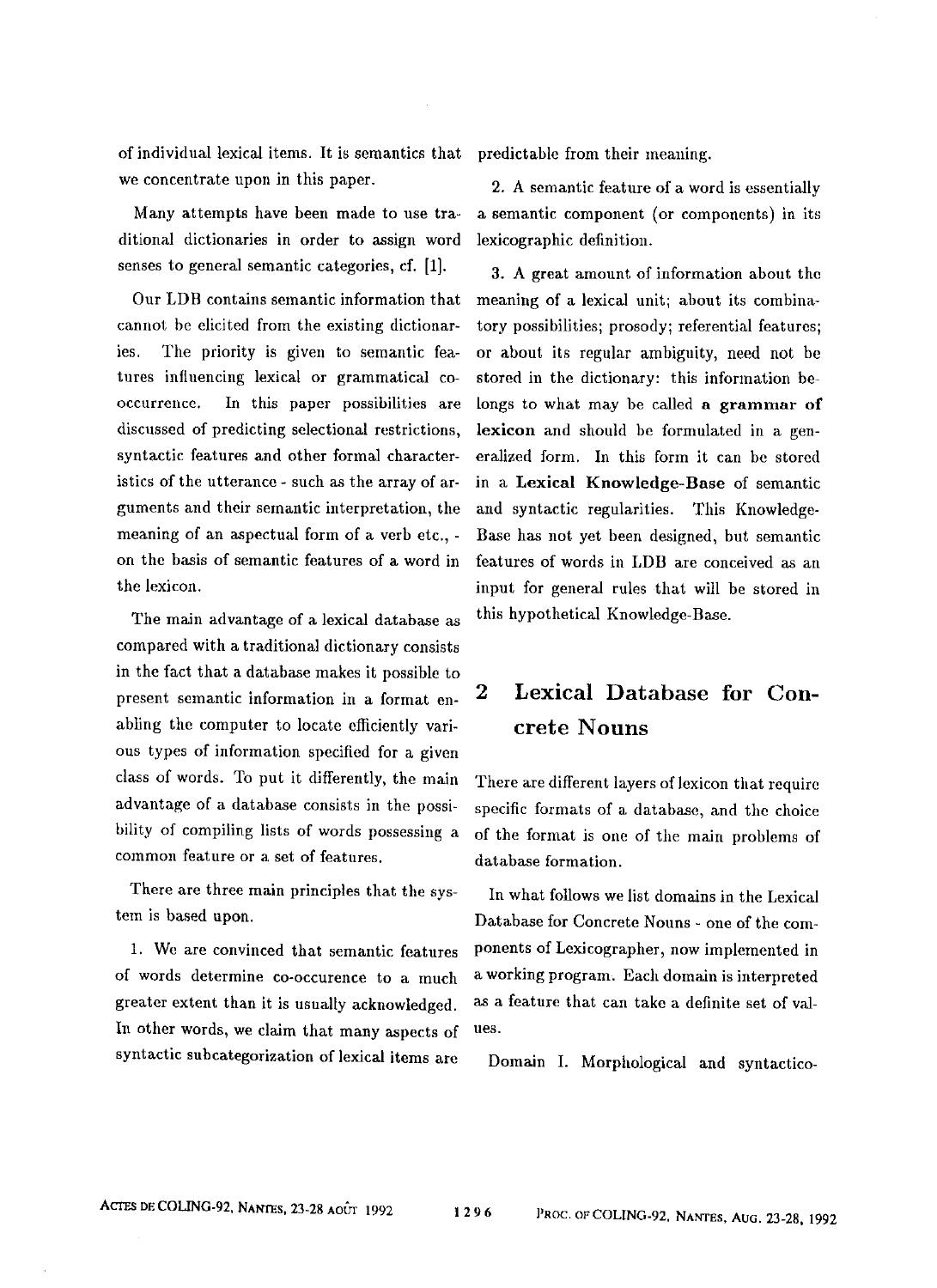of individual lexical items. It is semantics that we concentrate upon in this paper.

Many attempts have been made to use traditional dictionaries in order to assign word senses to general semantic categories, cf. [1].

Our LDB contains semantic information that cannot be elicited from the existing dictionaries. The priority is given to semantic features influencing lexical or grammatical co-occurrence. In this paper possibilities are discussed of predicting selectional restrictions, syntactic features and other formal characteristics of the utterance - such as the array of arguments and their semantic interpretation, the meaning of an aspectual form of a verb etc., - on the basis of semantic features of a word in the lexicon.

The main advantage of a lexical database as compared with a traditional dictionary consists in the fact that a database makes it possible to present semantic information in a format enabling the computer to locate efficiently various types of information specified for a given class of words. To put it differently, the main advantage of a database consists in the possibility of compiling lists of words possessing a common feature or a set of features.

There are three main principles that the system is based upon.

1. We are convinced that semantic features of words determine co-occurence to a much greater extent than it is usually acknowledged. In other words, we claim that many aspects of syntactic subcategorization of lexical items are predictable from their meaning.

2. A semantic feature of a word is essentially a semantic component (or components) in its lexicographic definition.

3. A great amount of information about the meaning of a lexical unit; about its combinatory possibilities; prosody; referential features; or about its regular ambiguity, need not be stored in the dictionary: this information belongs to what may be called **a grammar of lexicon** and should be formulated in a generalized form. In this form it can be stored in a **Lexical Knowledge-Base** of semantic and syntactic regularities. This Knowledge-Base has not yet been designed, but semantic features of words in LDB are conceived as an input for general rules that will be stored in this hypothetical Knowledge-Base.

## 2 Lexical Database for Concrete Nouns

There are different layers of lexicon that require specific formats of a database, and the choice of the format is one of the main problems of database formation.

In what follows we list domains in the Lexical Database for Concrete Nouns - one of the components of Lexicographer, now implemented in a working program. Each domain is interpreted as a feature that can take a definite set of values.

Domain I. Morphological and syntactico-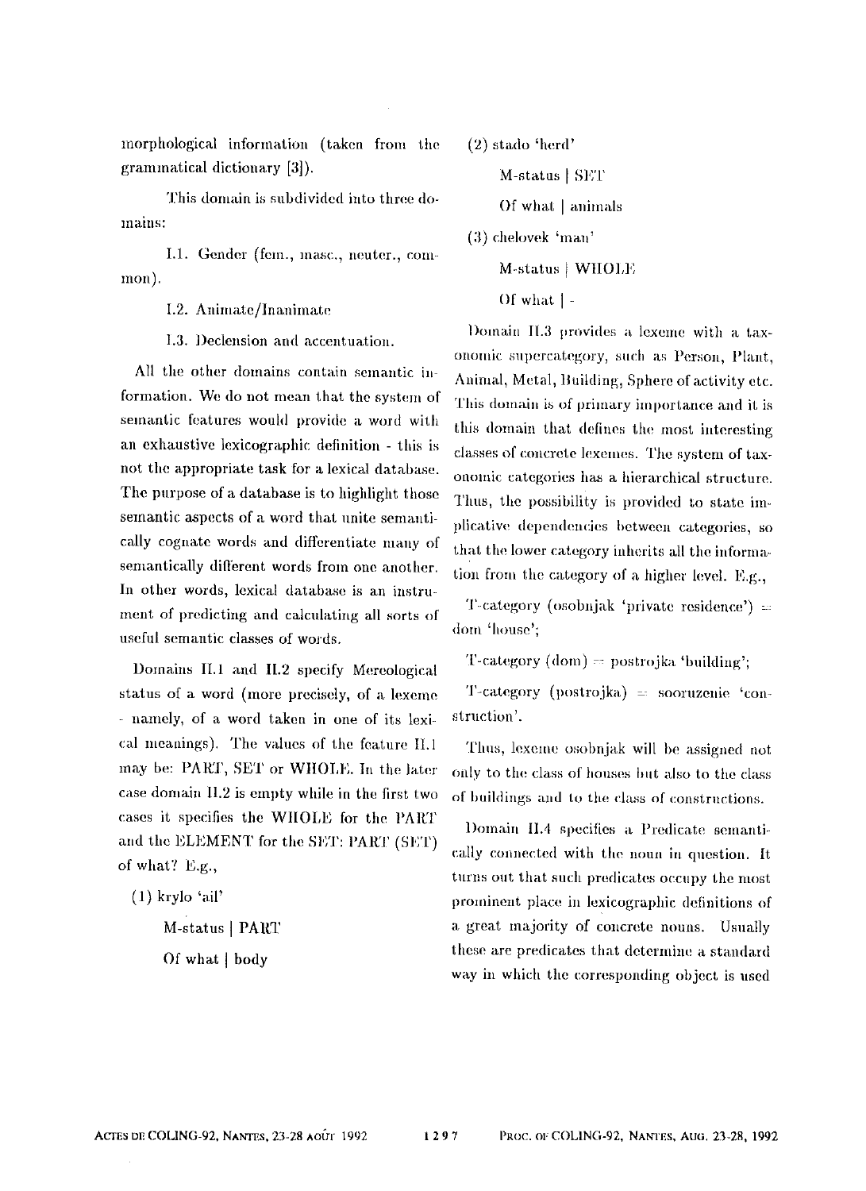morphological information (taken from the grammatical dictionary [3]).

This domain is subdivided into three domains:

I.1. Gender (fem., masc., neuter., common).

I.2. Animate/Inanimate

I.3. Declension and accentuation.

All the other domains contain semantic information. We do not mean that the system of semantic features would provide a word with an exhaustive lexicographic definition - this is not the appropriate task for a lexical database. The purpose of a database is to highlight those semantic aspects of a word that unite semantically cognate words and differentiate many of semantically different words from one another. In other words, lexical database is an instrument of predicting and calculating all sorts of useful semantic classes of words.

Domains II.1 and II.2 specify Mereological status of a word (more precisely, of a lexeme - namely, of a word taken in one of its lexical meanings). The values of the feature II.1 may be: PART, SET or WHOLE. In the later case domain II.2 is empty while in the first two cases it specifies the WHOLE for the PART and the ELEMENT for the SET: PART (SET) of what? E.g.,

(1) krylo 'ail'

M-status | PART

Of what | body

(2) stado 'herd'

M-status | SET

Of what | animals

(3) chelovek 'man'

M-status | WHOLE

Of what | -

Domain II.3 provides a lexeme with a taxonomic supercategory, such as Person, Plant, Animal, Metal, Building, Sphere of activity etc. This domain is of primary importance and it is this domain that defines the most interesting classes of concrete lexemes. The system of taxonomic categories has a hierarchical structure. Thus, the possibility is provided to state implicative dependencies between categories, so that the lower category inherits all the information from the category of a higher level. E.g.,

T-category (osobnjak 'private residence') = dom 'house';

T-category (dom) = postrojka 'building';

T-category (postrojka) = sooruzenie 'construction'.

Thus, lexeme osobnjak will be assigned not only to the class of houses but also to the class of buildings and to the class of constructions.

Domain II.4 specifies a Predicate semantically connected with the noun in question. It turns out that such predicates occupy the most prominent place in lexicographic definitions of a great majority of concrete nouns. Usually these are predicates that determine a standard way in which the corresponding object is used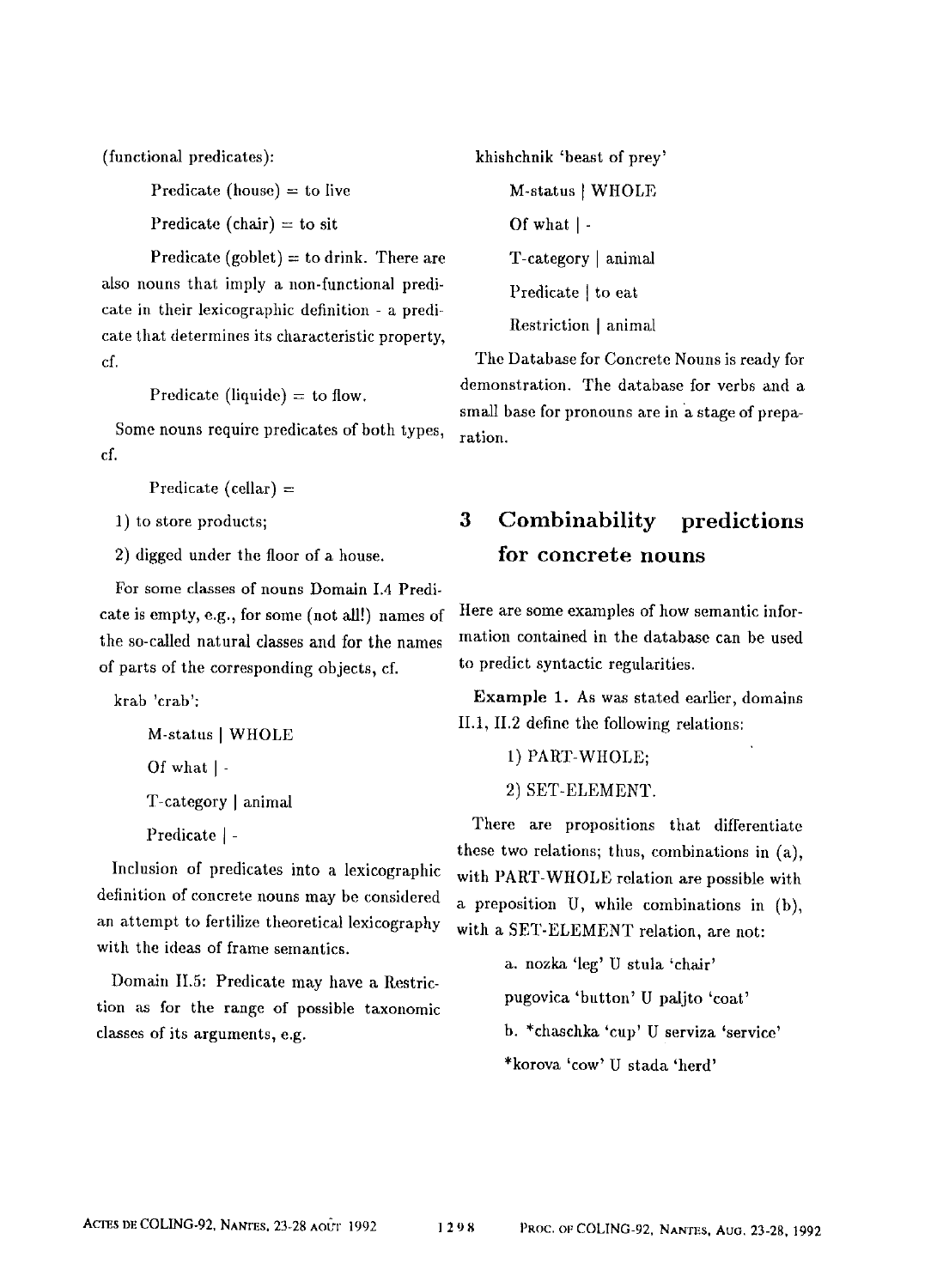(functional predicates):

Predicate (house) = to live

Predicate (chair) = to sit

Predicate (goblet) = to drink. There are also nouns that imply a non-functional predicate in their lexicographic definition - a predicate that determines its characteristic property, cf.

Predicate (liquide) = to flow.

Some nouns require predicates of both types, cf.

Predicate (cellar) =

1) to store products;

2) digged under the floor of a house.

For some classes of nouns Domain I.4 Predicate is empty, e.g., for some (not all!) names of the so-called natural classes and for the names of parts of the corresponding objects, cf.

krab 'crab':

M-status | WHOLE

Of what | -

T-category | animal

Predicate | -

Inclusion of predicates into a lexicographic definition of concrete nouns may be considered an attempt to fertilize theoretical lexicography with the ideas of frame semantics.

Domain II.5: Predicate may have a Restriction as for the range of possible taxonomic classes of its arguments, e.g.

khishchnik 'beast of prey'

M-status | WHOLE

Of what | -

T-category | animal

Predicate | to eat

Restriction | animal

The Database for Concrete Nouns is ready for demonstration. The database for verbs and a small base for pronouns are in a stage of preparation.

## 3 Combinability predictions for concrete nouns

Here are some examples of how semantic information contained in the database can be used to predict syntactic regularities.

**Example 1.** As was stated earlier, domains II.1, II.2 define the following relations:

1) PART-WHOLE;

2) SET-ELEMENT.

There are propositions that differentiate these two relations; thus, combinations in (a), with PART-WHOLE relation are possible with a preposition U, while combinations in (b), with a SET-ELEMENT relation, are not:

a. nozka 'leg' U stula 'chair'

pugovica 'button' U paljto 'coat'

b. *chaschka 'cup' U serviza 'service'

*korova 'cow' U stada 'herd'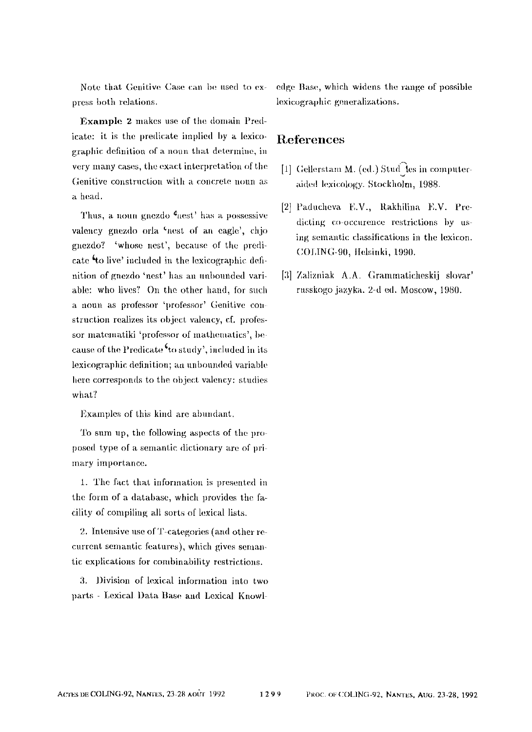Note that Genitive Case can be used to express both relations.

**Example 2** makes use of the domain Predicate: it is the predicate implied by a lexicographic definition of a noun that determine, in very many cases, the exact interpretation of the Genitive construction with a concrete noun as a head.

Thus, a noun gnezdo 'nest' has a possessive valency gnezdo orla 'nest of an eagle', chjo gnezdo? 'whose nest', because of the predicate 'to live' included in the lexicographic definition of gnezdo 'nest' has an unbounded variable: who lives? On the other hand, for such a noun as professor 'professor' Genitive construction realizes its object valency, cf. professor matematiki 'professor of mathematics', because of the Predicate 'to study', included in its lexicographic definition; an unbounded variable here corresponds to the object valency: studies what?

Examples of this kind are abundant.

To sum up, the following aspects of the proposed type of a semantic dictionary are of primary importance.

1. The fact that information is presented in the form of a database, which provides the facility of compiling all sorts of lexical lists.

2. Intensive use of T-categories (and other recurrent semantic features), which gives semantic explications for combinability restrictions.

3. Division of lexical information into two parts - Lexical Data Base and Lexical Knowledge Base, which widens the range of possible lexicographic generalizations.

## References

[1] Gellerstam M. (ed.) Studies in computer-aided lexicology. Stockholm, 1988.

[2] Paducheva E.V., Rakhilina E.V. Predicting co-occurence restrictions by using semantic classifications in the lexicon. COLING-90, Helsinki, 1990.

[3] Zalizniak A.A. Grammaticheskij slovar' russkogo jazyka. 2-d ed. Moscow, 1980.